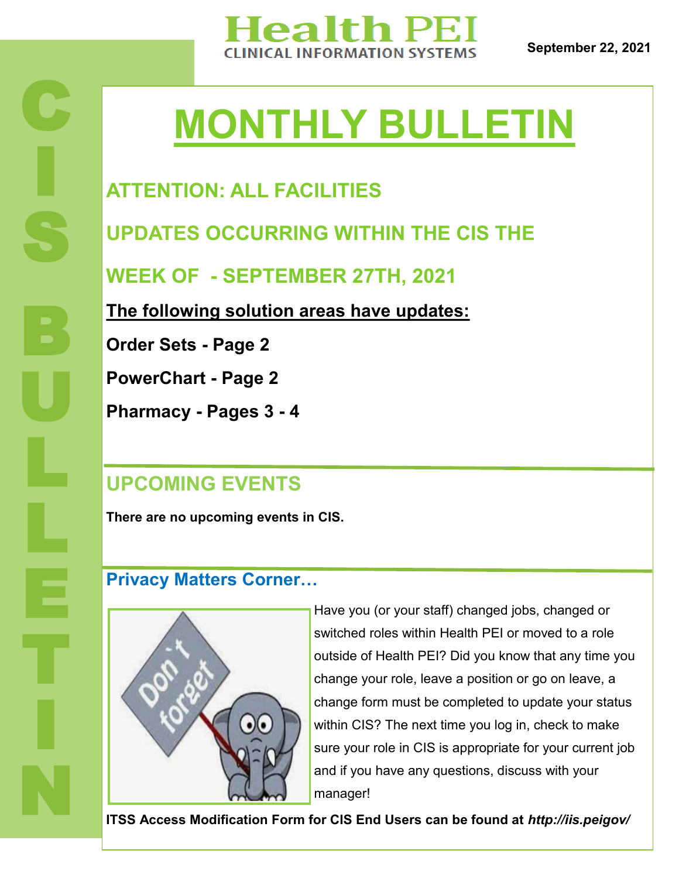# Health PEI

CLINICAL INFORMATION SYSTEMS

September 22, 2021

# MONTHLY BULLETIN

## ATTENTION: ALL FACILITIES

## UPDATES OCCURRING WITHIN THE CIS THE WEEK OF - SEPTEMBER 27TH, 2021

**The following solution areas have updates:**

**Order Sets - Page 2**

**PowerChart - Page 2**

**Pharmacy - Pages 3 - 4**

## UPCOMING EVENTS

**There are no upcoming events in CIS.**

## Privacy Matters Corner…

Have you (or your staff) changed jobs, changed or switched roles within Health PEI or moved to a role outside of Health PEI? Did you know that any time you change your role, leave a position or go on leave, a change form must be completed to update your status within CIS? The next time you log in, check to make sure your role in CIS is appropriate for your current job and if you have any questions, discuss with your manager!

**ITSS Access Modification Form for CIS End Users can be found at *http://iis.peigov/***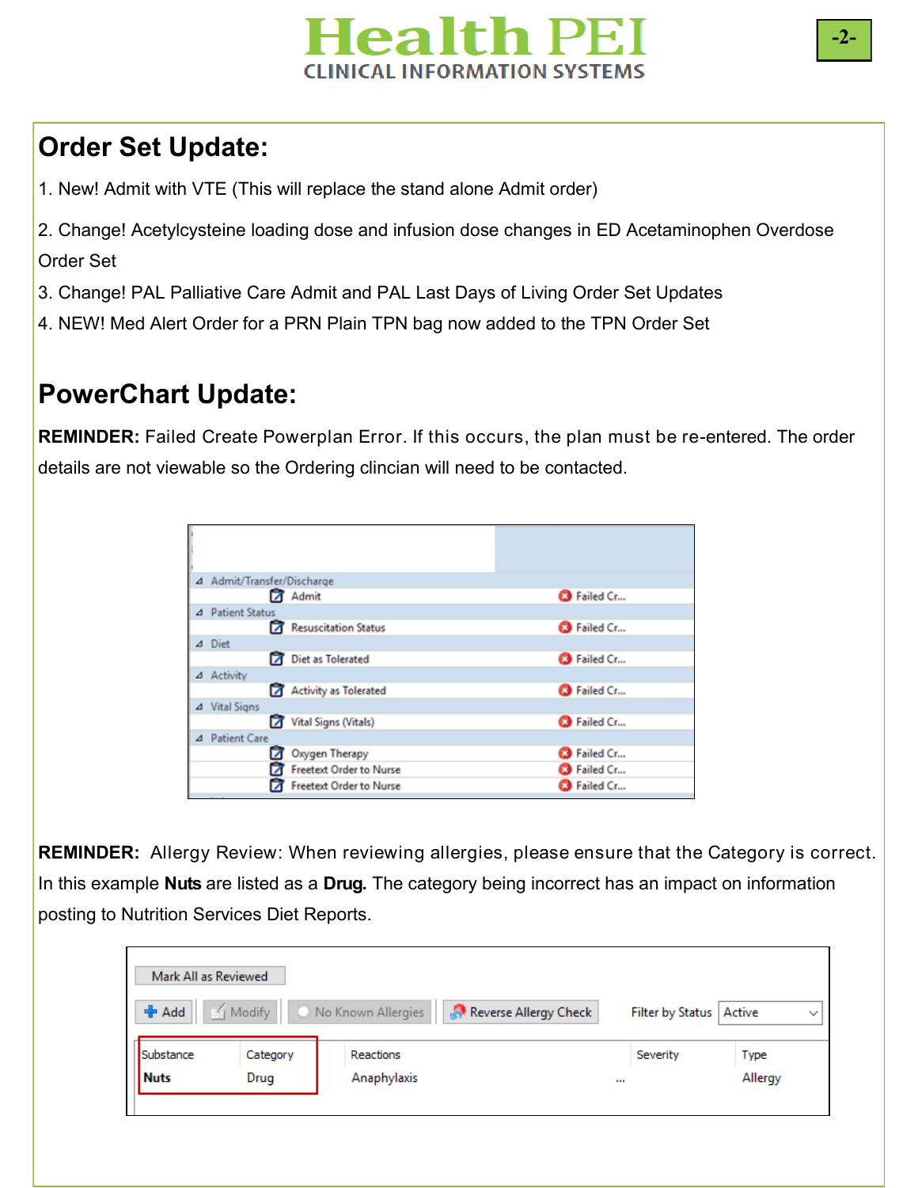## Order Set Update:

1. New! Admit with VTE (This will replace the stand alone Admit order)

2. Change! Acetylcysteine loading dose and infusion dose changes in ED Acetaminophen Overdose Order Set

3. Change! PAL Palliative Care Admit and PAL Last Days of Living Order Set Updates

4. NEW! Med Alert Order for a PRN Plain TPN bag now added to the TPN Order Set

## PowerChart Update:

**REMINDER:** Failed Create Powerplan Error. If this occurs, the plan must be re-entered. The order details are not viewable so the Ordering clincian will need to be contacted.

| | |
|---|---|
| Admit/Transfer/Discharge | |
| Admit | Failed Cr... |
| Patient Status | |
| Resuscitation Status | Failed Cr... |
| Diet | |
| Diet as Tolerated | Failed Cr... |
| Activity | |
| Activity as Tolerated | Failed Cr... |
| Vital Signs | |
| Vital Signs (Vitals) | Failed Cr... |
| Patient Care | |
| Oxygen Therapy | Failed Cr... |
| Freetext Order to Nurse | Failed Cr... |
| Freetext Order to Nurse | Failed Cr... |

**REMINDER:** Allergy Review: When reviewing allergies, please ensure that the Category is correct. In this example **Nuts** are listed as a **Drug.** The category being incorrect has an impact on information posting to Nutrition Services Diet Reports.

Mark All as Reviewed

Add | Modify | No Known Allergies | Reverse Allergy Check | Filter by Status: Active

| Substance | Category | Reactions | Severity | Type |
|---|---|---|---|---|
| **Nuts** | Drug | Anaphylaxis | ... | Allergy |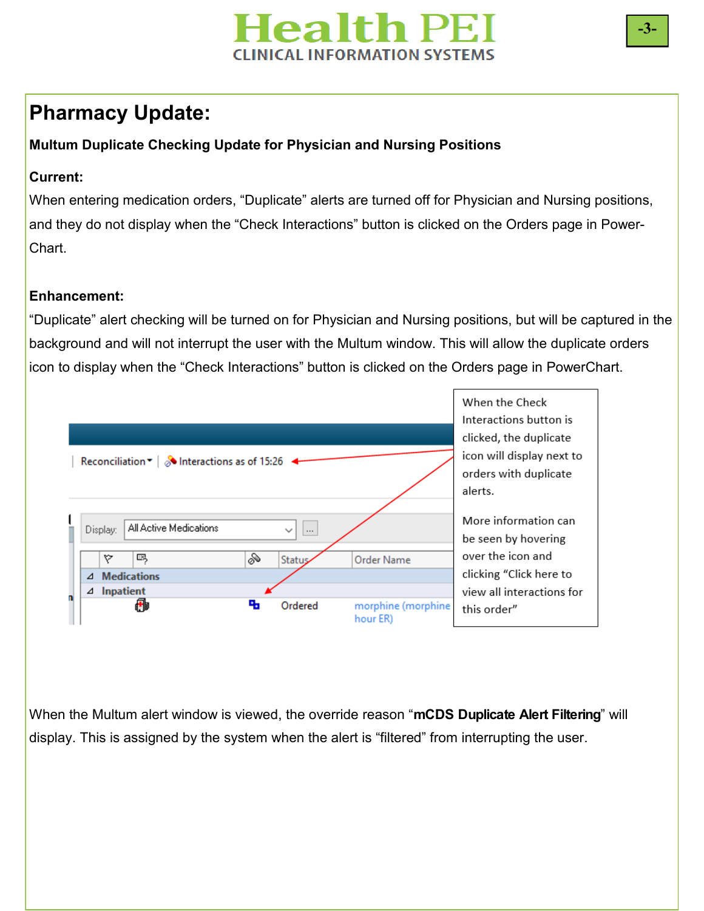## Pharmacy Update:

**Multum Duplicate Checking Update for Physician and Nursing Positions**

**Current:**

When entering medication orders, “Duplicate” alerts are turned off for Physician and Nursing positions, and they do not display when the “Check Interactions” button is clicked on the Orders page in Power-Chart.

**Enhancement:**

“Duplicate” alert checking will be turned on for Physician and Nursing positions, but will be captured in the background and will not interrupt the user with the Multum window. This will allow the duplicate orders icon to display when the “Check Interactions” button is clicked on the Orders page in PowerChart.

When the Check Interactions button is clicked, the duplicate icon will display next to orders with duplicate alerts.

More information can be seen by hovering over the icon and clicking “Click here to view all interactions for this order”

When the Multum alert window is viewed, the override reason “**mCDS Duplicate Alert Filtering**” will display. This is assigned by the system when the alert is “filtered” from interrupting the user.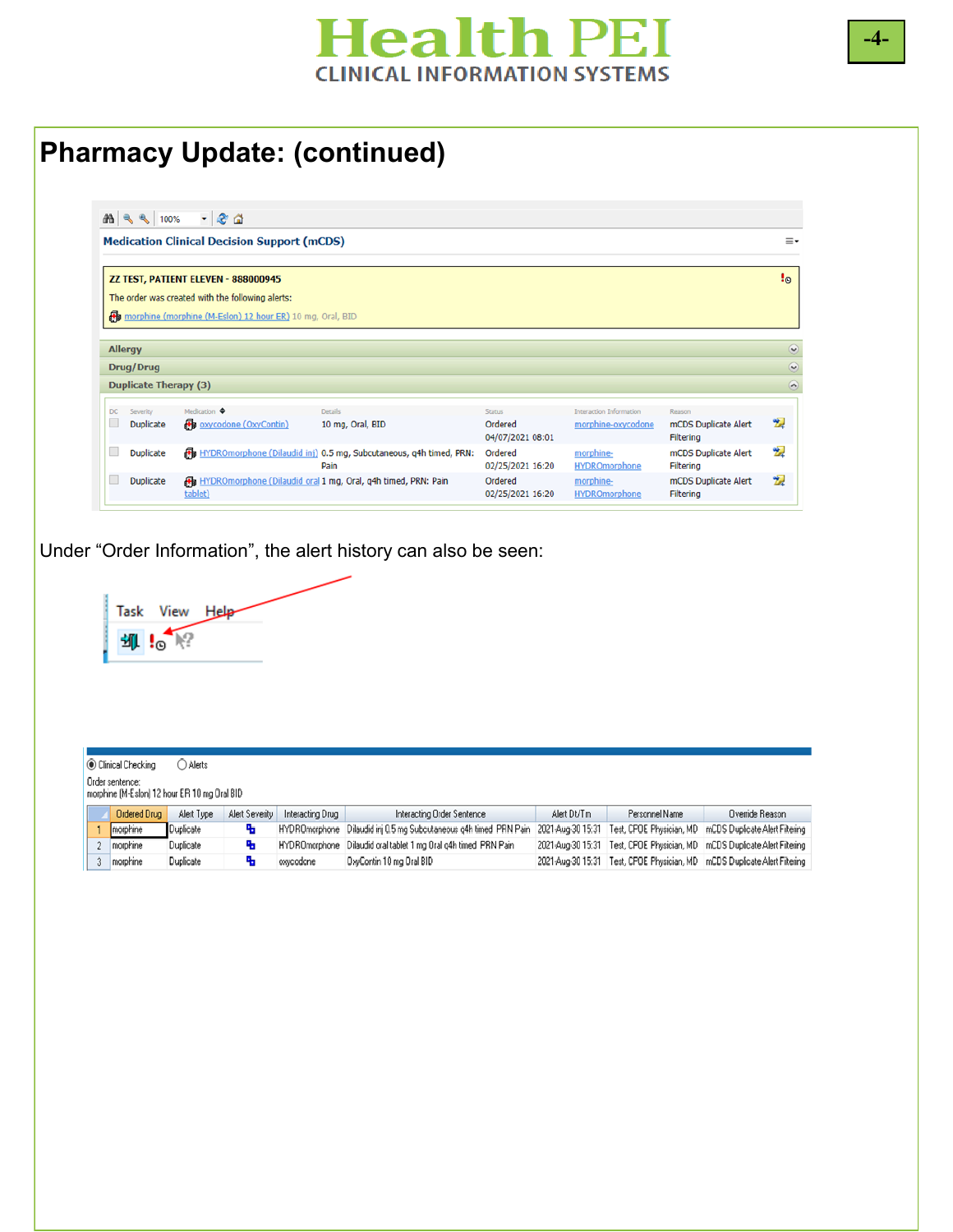## Pharmacy Update: (continued)

**Medication Clinical Decision Support (mCDS)**

ZZ TEST, PATIENT ELEVEN - 888000945

The order was created with the following alerts:

morphine (morphine (M-Eslon) 12 hour ER) 10 mg, Oral, BID

Allergy

Drug/Drug

Duplicate Therapy (3)

| DC | Severity | Medication | Details | Status | Interaction Information | Reason |
|---|---|---|---|---|---|---|
| | Duplicate | oxycodone (OxyContin) | 10 mg, Oral, BID | Ordered 04/07/2021 08:01 | morphine-oxycodone | mCDS Duplicate Alert Filtering |
| | Duplicate | HYDROmorphone (Dilaudid inj) | 0.5 mg, Subcutaneous, q4h timed, PRN: Pain | Ordered 02/25/2021 16:20 | morphine-HYDROmorphone | mCDS Duplicate Alert Filtering |
| | Duplicate | HYDROmorphone (Dilaudid oral tablet) | 1 mg, Oral, q4h timed, PRN: Pain | Ordered 02/25/2021 16:20 | morphine-HYDROmorphone | mCDS Duplicate Alert Filtering |

Under "Order Information", the alert history can also be seen:

Task View Help

Clinical Checking   Alerts

Order sentence:
morphine (M-Eslon) 12 hour ER 10 mg Oral BID

| | Ordered Drug | Alert Type | Alert Severity | Interacting Drug | Interacting Order Sentence | Alert Dt/Tm | Personnel Name | Override Reason |
|---|---|---|---|---|---|---|---|---|
| 1 | morphine | Duplicate | | HYDROmorphone | Dilaudid inj 0.5 mg Subcutaneous q4h timed PRN Pain | 2021-Aug-30 15:31 | Test, CPOE Physician, MD | mCDS Duplicate Alert Filtering |
| 2 | morphine | Duplicate | | HYDROmorphone | Dilaudid oral tablet 1 mg Oral q4h timed PRN Pain | 2021-Aug-30 15:31 | Test, CPOE Physician, MD | mCDS Duplicate Alert Filtering |
| 3 | morphine | Duplicate | | oxycodone | OxyContin 10 mg Oral BID | 2021-Aug-30 15:31 | Test, CPOE Physician, MD | mCDS Duplicate Alert Filtering |